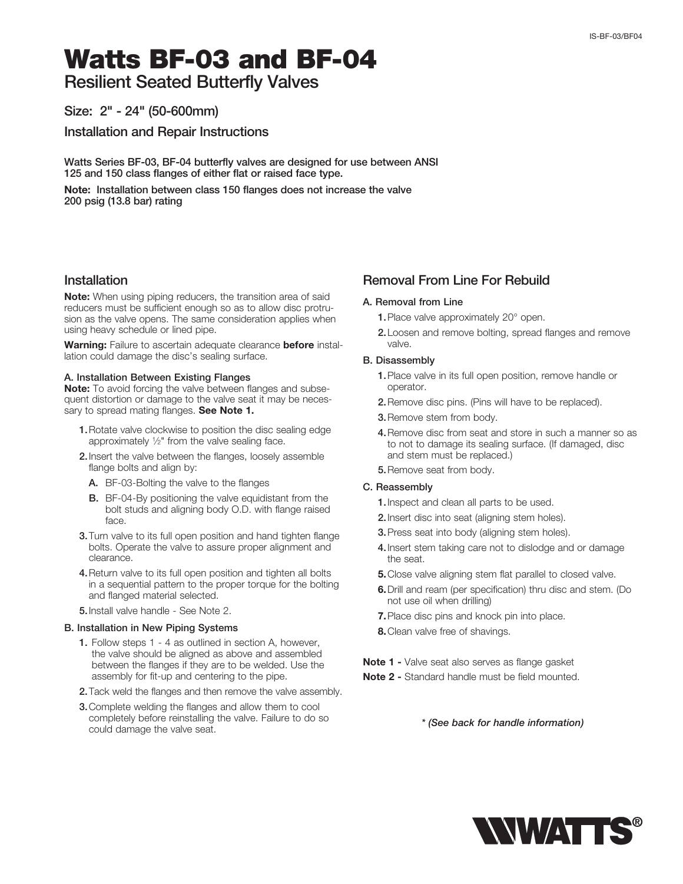# Watts BF-03 and BF-04

## Resilient Seated Butterfly Valves

### Size: 2" - 24" (50-600mm)

### Installation and Repair Instructions

**Watts Series BF-03, BF-04 butterfly valves are designed for use between ANSI 125 and 150 class flanges of either flat or raised face type.**

**Note: Installation between class 150 flanges does not increase the valve 200 psig (13.8 bar) rating**

## Installation

**Note:** When using piping reducers, the transition area of said reducers must be sufficient enough so as to allow disc protrusion as the valve opens. The same consideration applies when using heavy schedule or lined pipe.

**Warning:** Failure to ascertain adequate clearance **before** installation could damage the disc's sealing surface.

#### A. Installation Between Existing Flanges

**Note:** To avoid forcing the valve between flanges and subsequent distortion or damage to the valve seat it may be necessary to spread mating flanges. **See Note 1.**

1. Rotate valve clockwise to position the disc sealing edge approximately ½" from the valve sealing face.
2. Insert the valve between the flanges, loosely assemble flange bolts and align by:
   - **A.** BF-03-Bolting the valve to the flanges
   - **B.** BF-04-By positioning the valve equidistant from the bolt studs and aligning body O.D. with flange raised face.
3. Turn valve to its full open position and hand tighten flange bolts. Operate the valve to assure proper alignment and clearance.
4. Return valve to its full open position and tighten all bolts in a sequential pattern to the proper torque for the bolting and flanged material selected.
5. Install valve handle - See Note 2.

#### B. Installation in New Piping Systems

1. Follow steps 1 - 4 as outlined in section A, however, the valve should be aligned as above and assembled between the flanges if they are to be welded. Use the assembly for fit-up and centering to the pipe.
2. Tack weld the flanges and then remove the valve assembly.
3. Complete welding the flanges and allow them to cool completely before reinstalling the valve. Failure to do so could damage the valve seat.

## Removal From Line For Rebuild

#### A. Removal from Line

1. Place valve approximately 20° open.
2. Loosen and remove bolting, spread flanges and remove valve.

#### B. Disassembly

1. Place valve in its full open position, remove handle or operator.
2. Remove disc pins. (Pins will have to be replaced).
3. Remove stem from body.
4. Remove disc from seat and store in such a manner so as to not to damage its sealing surface. (If damaged, disc and stem must be replaced.)
5. Remove seat from body.

#### C. Reassembly

1. Inspect and clean all parts to be used.
2. Insert disc into seat (aligning stem holes).
3. Press seat into body (aligning stem holes).
4. Insert stem taking care not to dislodge and or damage the seat.
5. Close valve aligning stem flat parallel to closed valve.
6. Drill and ream (per specification) thru disc and stem. (Do not use oil when drilling)
7. Place disc pins and knock pin into place.
8. Clean valve free of shavings.

**Note 1 -** Valve seat also serves as flange gasket

**Note 2 -** Standard handle must be field mounted.

***\* (See back for handle information)***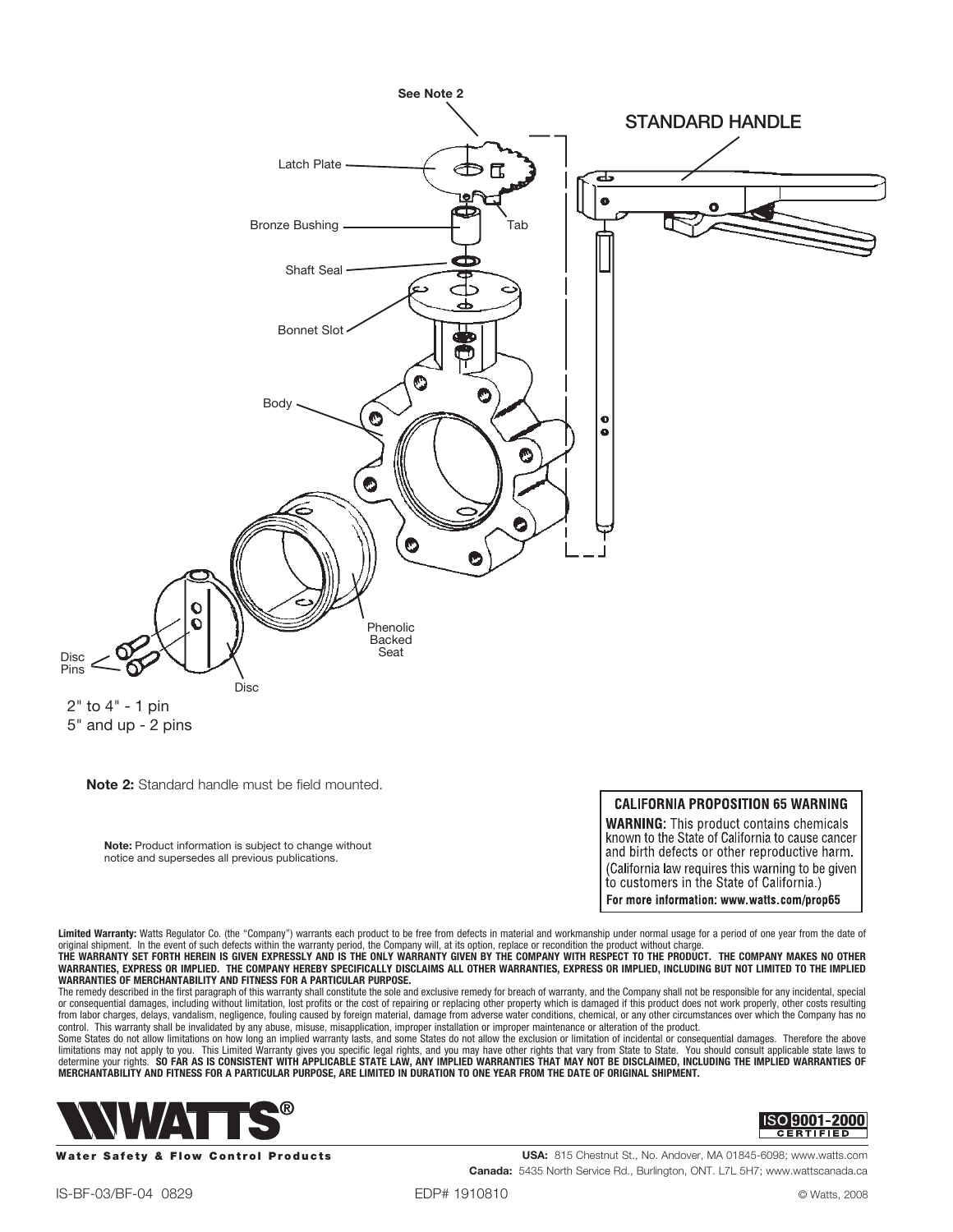See Note 2

STANDARD HANDLE

Latch Plate

Tab

Bronze Bushing

Shaft Seal

Bonnet Slot

Body

Phenolic Backed Seat

Disc Pins

Disc

2" to 4" - 1 pin
5" and up - 2 pins

**Note 2:** Standard handle must be field mounted.

**Note:** Product information is subject to change without notice and supersedes all previous publications.

**CALIFORNIA PROPOSITION 65 WARNING**

**WARNING:** This product contains chemicals known to the State of California to cause cancer and birth defects or other reproductive harm. (California law requires this warning to be given to customers in the State of California.)

**For more information: www.watts.com/prop65**

**Limited Warranty:** Watts Regulator Co. (the "Company") warrants each product to be free from defects in material and workmanship under normal usage for a period of one year from the date of original shipment. In the event of such defects within the warranty period, the Company will, at its option, replace or recondition the product without charge.

**THE WARRANTY SET FORTH HEREIN IS GIVEN EXPRESSLY AND IS THE ONLY WARRANTY GIVEN BY THE COMPANY WITH RESPECT TO THE PRODUCT. THE COMPANY MAKES NO OTHER WARRANTIES, EXPRESS OR IMPLIED. THE COMPANY HEREBY SPECIFICALLY DISCLAIMS ALL OTHER WARRANTIES, EXPRESS OR IMPLIED, INCLUDING BUT NOT LIMITED TO THE IMPLIED WARRANTIES OF MERCHANTABILITY AND FITNESS FOR A PARTICULAR PURPOSE.**

The remedy described in the first paragraph of this warranty shall constitute the sole and exclusive remedy for breach of warranty, and the Company shall not be responsible for any incidental, special or consequential damages, including without limitation, lost profits or the cost of repairing or replacing other property which is damaged if this product does not work properly, other costs resulting from labor charges, delays, vandalism, negligence, fouling caused by foreign material, damage from adverse water conditions, chemical, or any other circumstances over which the Company has no control. This warranty shall be invalidated by any abuse, misuse, misapplication, improper installation or improper maintenance or alteration of the product.

Some States do not allow limitations on how long an implied warranty lasts, and some States do not allow the exclusion or limitation of incidental or consequential damages. Therefore the above limitations may not apply to you. This Limited Warranty gives you specific legal rights, and you may have other rights that vary from State to State. You should consult applicable state laws to determine your rights. **SO FAR AS IS CONSISTENT WITH APPLICABLE STATE LAW, ANY IMPLIED WARRANTIES THAT MAY NOT BE DISCLAIMED, INCLUDING THE IMPLIED WARRANTIES OF MERCHANTABILITY AND FITNESS FOR A PARTICULAR PURPOSE, ARE LIMITED IN DURATION TO ONE YEAR FROM THE DATE OF ORIGINAL SHIPMENT.**

**WATTS®**

**Water Safety & Flow Control Products**

ISO 9001-2000 CERTIFIED

**USA:** 815 Chestnut St., No. Andover, MA 01845-6098; www.watts.com

**Canada:** 5435 North Service Rd., Burlington, ONT. L7L 5H7; www.wattscanada.ca

IS-BF-03/BF-04 0829 EDP# 1910810 © Watts, 2008